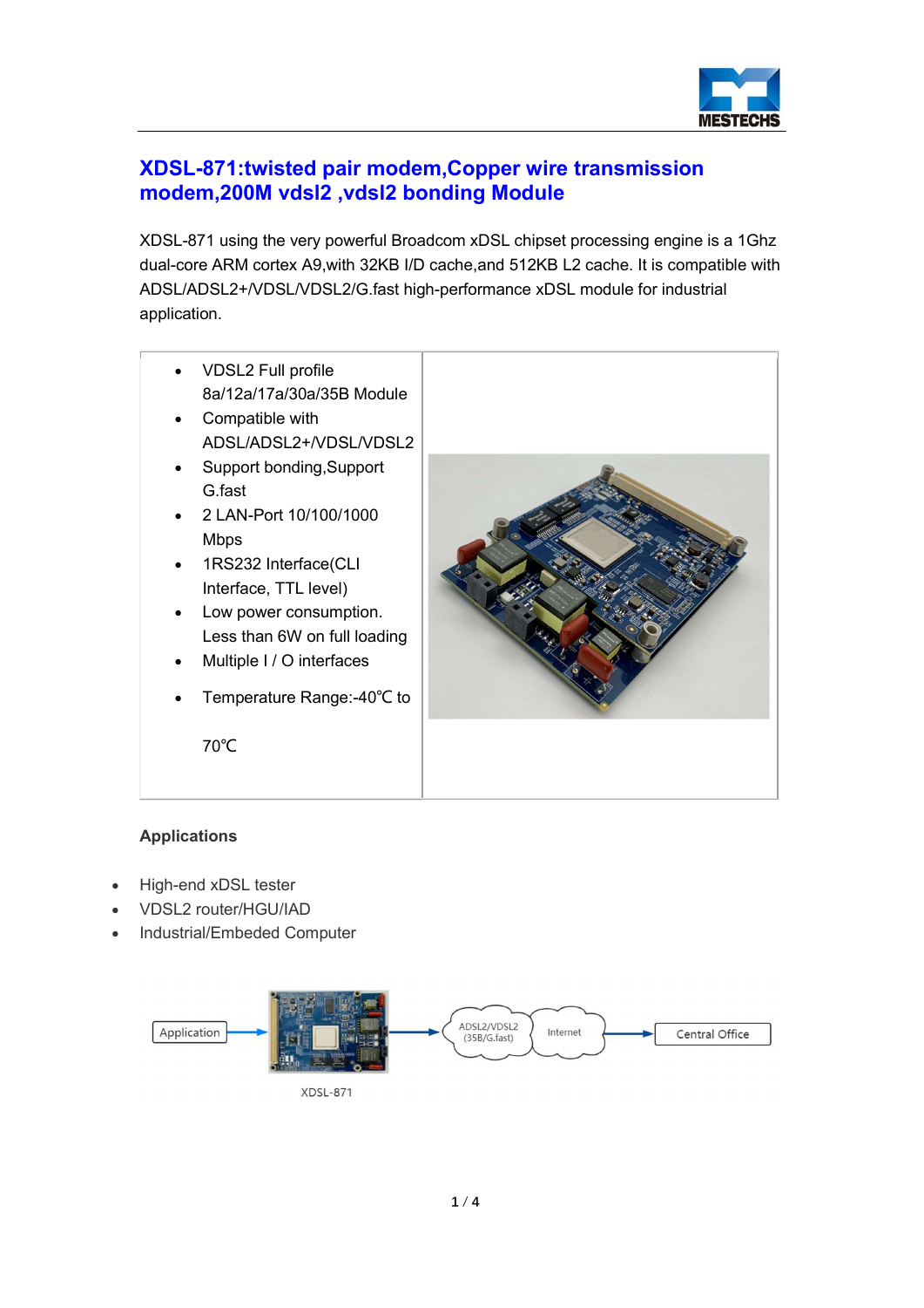# XDSL-871:twisted pair modem,Copper wire transmission modem,200M vdsl2 ,vdsl2 bonding Module

XDSL-871 using the very powerful Broadcom xDSL chipset processing engine is a 1Ghz dual-core ARM cortex A9,with 32KB I/D cache,and 512KB L2 cache. It is compatible with ADSL/ADSL2+/VDSL/VDSL2/G.fast high-performance xDSL module for industrial application.

- VDSL2 Full profile 8a/12a/17a/30a/35B Module
- Compatible with ADSL/ADSL2+/VDSL/VDSL2
- Support bonding,Support G.fast
- 2 LAN-Port 10/100/1000 Mbps
- 1RS232 Interface(CLI Interface, TTL level)
- Low power consumption. Less than 6W on full loading
- Multiple I / O interfaces
- Temperature Range:-40℃ to 70℃

### Applications

- High-end xDSL tester
- VDSL2 router/HGU/IAD
- Industrial/Embeded Computer

Application → XDSL-871 → ADSL2/VDSL2 (35B/G.fast) → Internet → Central Office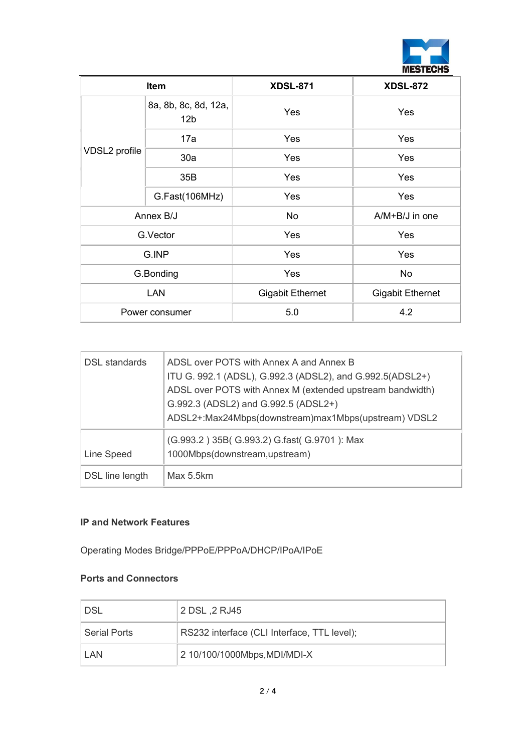| Item | | XDSL-871 | XDSL-872 |
|---|---|---|---|
| VDSL2 profile | 8a, 8b, 8c, 8d, 12a, 12b | Yes | Yes |
| | 17a | Yes | Yes |
| | 30a | Yes | Yes |
| | 35B | Yes | Yes |
| | G.Fast(106MHz) | Yes | Yes |
| Annex B/J | | No | A/M+B/J in one |
| G.Vector | | Yes | Yes |
| G.INP | | Yes | Yes |
| G.Bonding | | Yes | No |
| LAN | | Gigabit Ethernet | Gigabit Ethernet |
| Power consumer | | 5.0 | 4.2 |

| | |
|---|---|
| DSL standards | ADSL over POTS with Annex A and Annex B<br>ITU G. 992.1 (ADSL), G.992.3 (ADSL2), and G.992.5(ADSL2+)<br>ADSL over POTS with Annex M (extended upstream bandwidth)<br>G.992.3 (ADSL2) and G.992.5 (ADSL2+)<br>ADSL2+:Max24Mbps(downstream)max1Mbps(upstream) VDSL2 |
| Line Speed | (G.993.2 ) 35B( G.993.2) G.fast( G.9701 ): Max 1000Mbps(downstream,upstream) |
| DSL line length | Max 5.5km |

**IP and Network Features**

Operating Modes Bridge/PPPoE/PPPoA/DHCP/IPoA/IPoE

**Ports and Connectors**

| | |
|---|---|
| DSL | 2 DSL ,2 RJ45 |
| Serial Ports | RS232 interface (CLI Interface, TTL level); |
| LAN | 2 10/100/1000Mbps,MDI/MDI-X |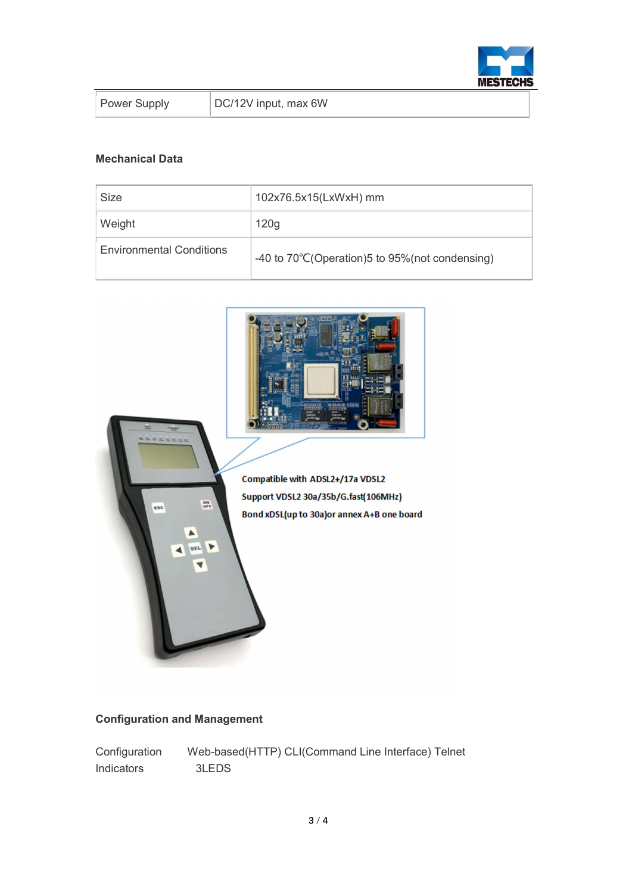| Power Supply | DC/12V input, max 6W |
|---|---|

### Mechanical Data

| Size | 102x76.5x15(LxWxH) mm |
|---|---|
| Weight | 120g |
| Environmental Conditions | -40 to 70℃(Operation)5 to 95%(not condensing) |

Compatible with ADSL2+/17a VDSL2

Support VDSL2 30a/35b/G.fast(106MHz)

Bond xDSL(up to 30a)or annex A+B one board

### Configuration and Management

Configuration Web-based(HTTP) CLI(Command Line Interface) Telnet

Indicators 3LEDS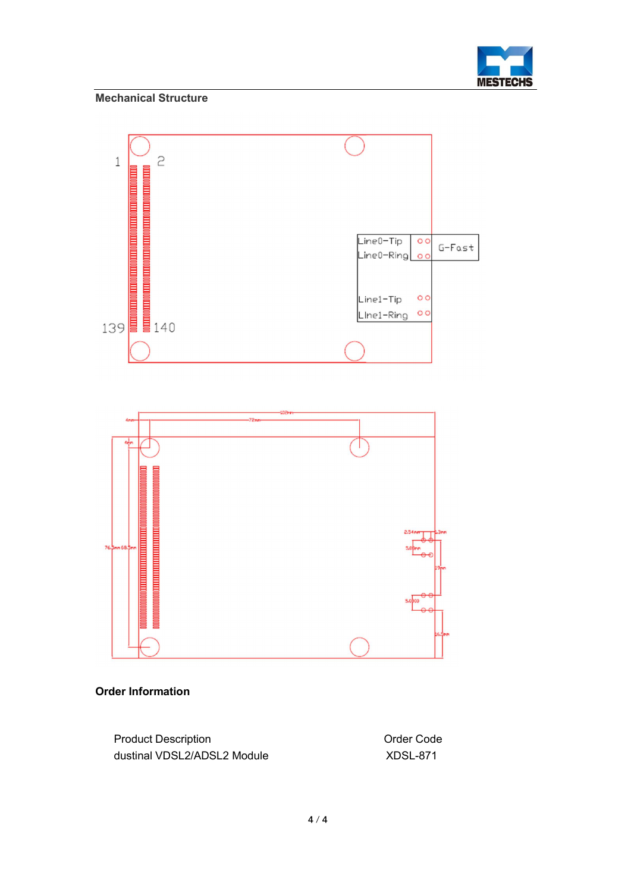## Mechanical Structure

1 2

139 140

Line0-Tip

Line0-Ring

G-Fast

Line1-Tip

LIne1-Ring

102mm

72mm

4mm

4mm

76.5mm 68.5mm

2.54mm

1.2mm

5.08mm

19mm

5.08mm

16.5mm

## Order Information

| Product Description | Order Code |
|---|---|
| dustinal VDSL2/ADSL2 Module | XDSL-871 |